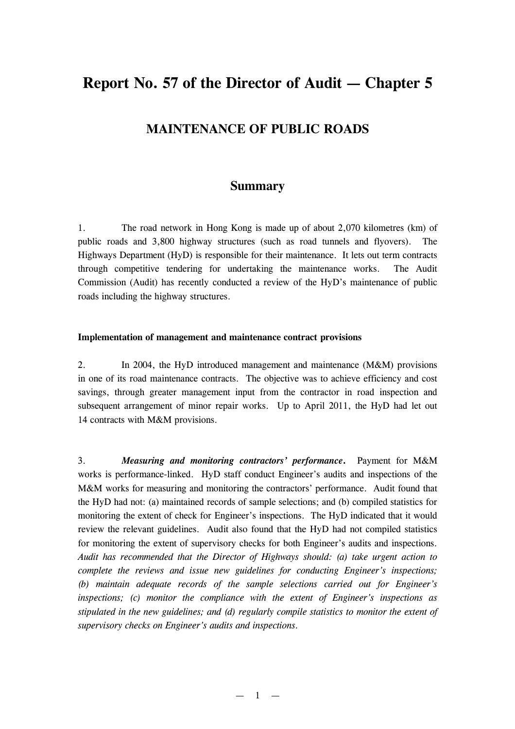# Report No. 57 of the Director of Audit — Chapter 5

## MAINTENANCE OF PUBLIC ROADS

### Summary

1. The road network in Hong Kong is made up of about 2,070 kilometres (km) of public roads and 3,800 highway structures (such as road tunnels and flyovers). The Highways Department (HyD) is responsible for their maintenance. It lets out term contracts through competitive tendering for undertaking the maintenance works. The Audit Commission (Audit) has recently conducted a review of the HyD's maintenance of public roads including the highway structures.

**Implementation of management and maintenance contract provisions**

2. In 2004, the HyD introduced management and maintenance (M&M) provisions in one of its road maintenance contracts. The objective was to achieve efficiency and cost savings, through greater management input from the contractor in road inspection and subsequent arrangement of minor repair works. Up to April 2011, the HyD had let out 14 contracts with M&M provisions.

3. ***Measuring and monitoring contractors' performance.*** Payment for M&M works is performance-linked. HyD staff conduct Engineer's audits and inspections of the M&M works for measuring and monitoring the contractors' performance. Audit found that the HyD had not: (a) maintained records of sample selections; and (b) compiled statistics for monitoring the extent of check for Engineer's inspections. The HyD indicated that it would review the relevant guidelines. Audit also found that the HyD had not compiled statistics for monitoring the extent of supervisory checks for both Engineer's audits and inspections. *Audit has recommended that the Director of Highways should: (a) take urgent action to complete the reviews and issue new guidelines for conducting Engineer's inspections; (b) maintain adequate records of the sample selections carried out for Engineer's inspections; (c) monitor the compliance with the extent of Engineer's inspections as stipulated in the new guidelines; and (d) regularly compile statistics to monitor the extent of supervisory checks on Engineer's audits and inspections.*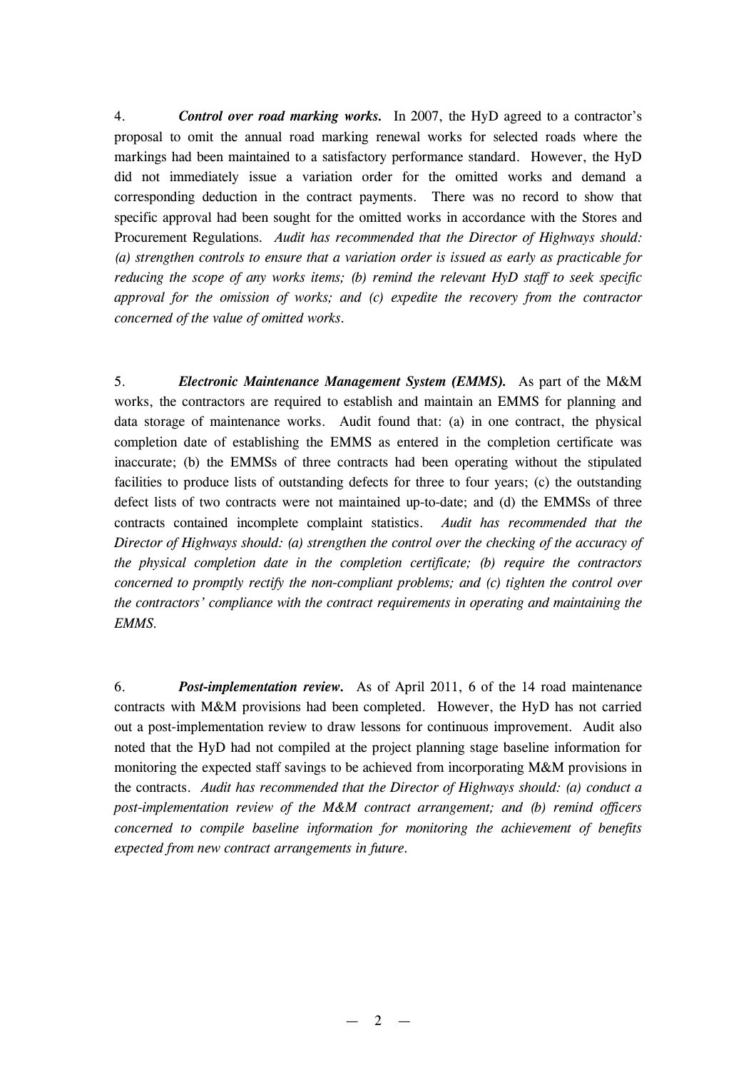4. ***Control over road marking works.*** In 2007, the HyD agreed to a contractor's proposal to omit the annual road marking renewal works for selected roads where the markings had been maintained to a satisfactory performance standard. However, the HyD did not immediately issue a variation order for the omitted works and demand a corresponding deduction in the contract payments. There was no record to show that specific approval had been sought for the omitted works in accordance with the Stores and Procurement Regulations. *Audit has recommended that the Director of Highways should: (a) strengthen controls to ensure that a variation order is issued as early as practicable for reducing the scope of any works items; (b) remind the relevant HyD staff to seek specific approval for the omission of works; and (c) expedite the recovery from the contractor concerned of the value of omitted works.*

5. ***Electronic Maintenance Management System (EMMS).*** As part of the M&M works, the contractors are required to establish and maintain an EMMS for planning and data storage of maintenance works. Audit found that: (a) in one contract, the physical completion date of establishing the EMMS as entered in the completion certificate was inaccurate; (b) the EMMSs of three contracts had been operating without the stipulated facilities to produce lists of outstanding defects for three to four years; (c) the outstanding defect lists of two contracts were not maintained up-to-date; and (d) the EMMSs of three contracts contained incomplete complaint statistics. *Audit has recommended that the Director of Highways should: (a) strengthen the control over the checking of the accuracy of the physical completion date in the completion certificate; (b) require the contractors concerned to promptly rectify the non-compliant problems; and (c) tighten the control over the contractors' compliance with the contract requirements in operating and maintaining the EMMS.*

6. ***Post-implementation review.*** As of April 2011, 6 of the 14 road maintenance contracts with M&M provisions had been completed. However, the HyD has not carried out a post-implementation review to draw lessons for continuous improvement. Audit also noted that the HyD had not compiled at the project planning stage baseline information for monitoring the expected staff savings to be achieved from incorporating M&M provisions in the contracts. *Audit has recommended that the Director of Highways should: (a) conduct a post-implementation review of the M&M contract arrangement; and (b) remind officers concerned to compile baseline information for monitoring the achievement of benefits expected from new contract arrangements in future.*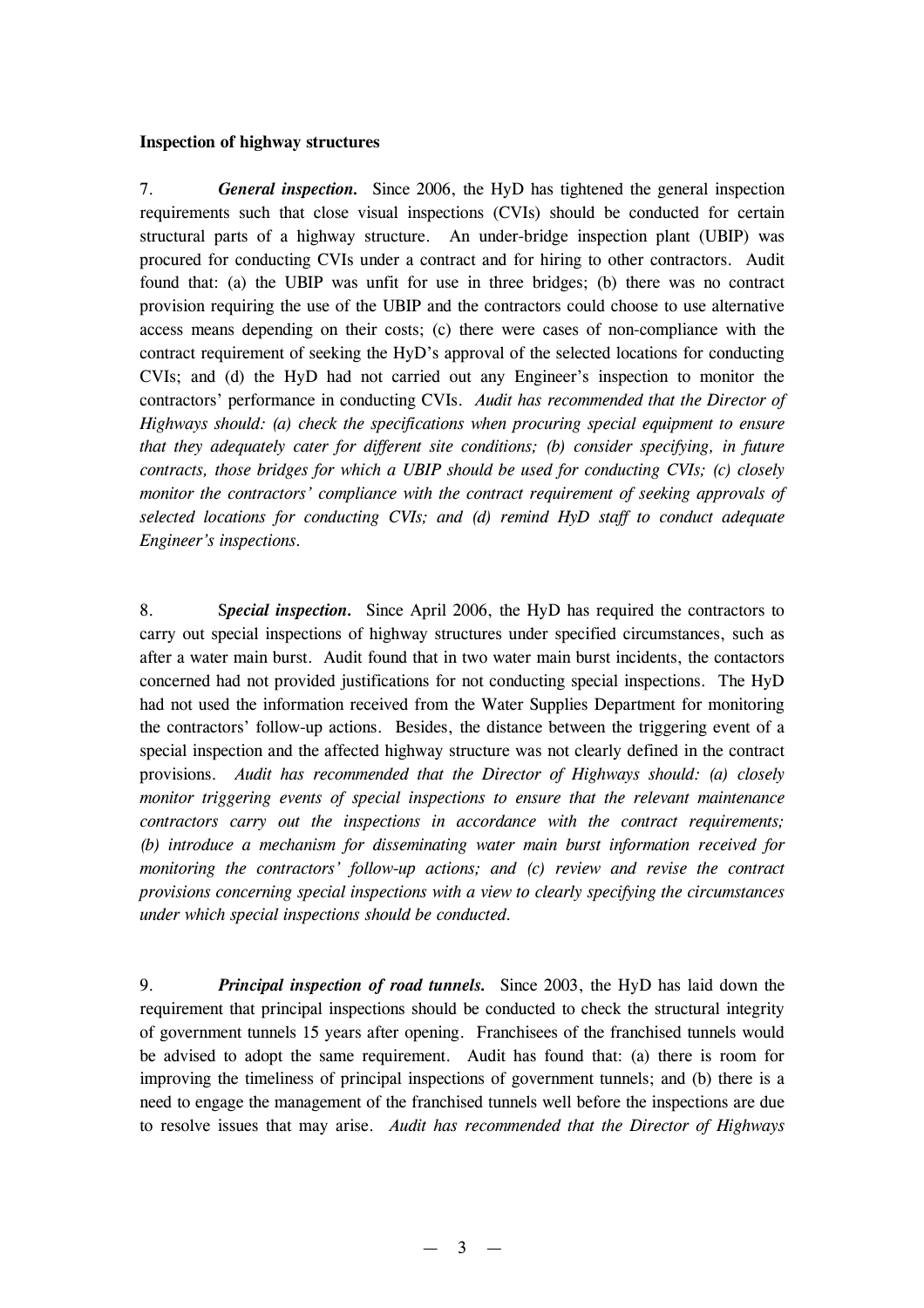**Inspection of highway structures**

7. ***General inspection.*** Since 2006, the HyD has tightened the general inspection requirements such that close visual inspections (CVIs) should be conducted for certain structural parts of a highway structure. An under-bridge inspection plant (UBIP) was procured for conducting CVIs under a contract and for hiring to other contractors. Audit found that: (a) the UBIP was unfit for use in three bridges; (b) there was no contract provision requiring the use of the UBIP and the contractors could choose to use alternative access means depending on their costs; (c) there were cases of non-compliance with the contract requirement of seeking the HyD's approval of the selected locations for conducting CVIs; and (d) the HyD had not carried out any Engineer's inspection to monitor the contractors' performance in conducting CVIs. *Audit has recommended that the Director of Highways should: (a) check the specifications when procuring special equipment to ensure that they adequately cater for different site conditions; (b) consider specifying, in future contracts, those bridges for which a UBIP should be used for conducting CVIs; (c) closely monitor the contractors' compliance with the contract requirement of seeking approvals of selected locations for conducting CVIs; and (d) remind HyD staff to conduct adequate Engineer's inspections.*

8. **S*pecial inspection.*** Since April 2006, the HyD has required the contractors to carry out special inspections of highway structures under specified circumstances, such as after a water main burst. Audit found that in two water main burst incidents, the contactors concerned had not provided justifications for not conducting special inspections. The HyD had not used the information received from the Water Supplies Department for monitoring the contractors' follow-up actions. Besides, the distance between the triggering event of a special inspection and the affected highway structure was not clearly defined in the contract provisions. *Audit has recommended that the Director of Highways should: (a) closely monitor triggering events of special inspections to ensure that the relevant maintenance contractors carry out the inspections in accordance with the contract requirements; (b) introduce a mechanism for disseminating water main burst information received for monitoring the contractors' follow-up actions; and (c) review and revise the contract provisions concerning special inspections with a view to clearly specifying the circumstances under which special inspections should be conducted.*

9. ***Principal inspection of road tunnels.*** Since 2003, the HyD has laid down the requirement that principal inspections should be conducted to check the structural integrity of government tunnels 15 years after opening. Franchisees of the franchised tunnels would be advised to adopt the same requirement. Audit has found that: (a) there is room for improving the timeliness of principal inspections of government tunnels; and (b) there is a need to engage the management of the franchised tunnels well before the inspections are due to resolve issues that may arise. *Audit has recommended that the Director of Highways*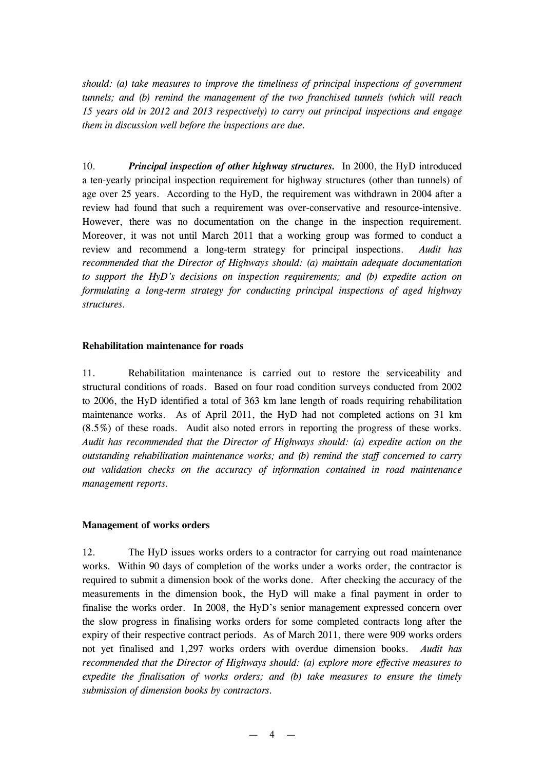*should: (a) take measures to improve the timeliness of principal inspections of government tunnels; and (b) remind the management of the two franchised tunnels (which will reach 15 years old in 2012 and 2013 respectively) to carry out principal inspections and engage them in discussion well before the inspections are due.*

10. ***Principal inspection of other highway structures.*** In 2000, the HyD introduced a ten-yearly principal inspection requirement for highway structures (other than tunnels) of age over 25 years. According to the HyD, the requirement was withdrawn in 2004 after a review had found that such a requirement was over-conservative and resource-intensive. However, there was no documentation on the change in the inspection requirement. Moreover, it was not until March 2011 that a working group was formed to conduct a review and recommend a long-term strategy for principal inspections. *Audit has recommended that the Director of Highways should: (a) maintain adequate documentation to support the HyD's decisions on inspection requirements; and (b) expedite action on formulating a long-term strategy for conducting principal inspections of aged highway structures.*

**Rehabilitation maintenance for roads**

11. Rehabilitation maintenance is carried out to restore the serviceability and structural conditions of roads. Based on four road condition surveys conducted from 2002 to 2006, the HyD identified a total of 363 km lane length of roads requiring rehabilitation maintenance works. As of April 2011, the HyD had not completed actions on 31 km (8.5%) of these roads. Audit also noted errors in reporting the progress of these works. *Audit has recommended that the Director of Highways should: (a) expedite action on the outstanding rehabilitation maintenance works; and (b) remind the staff concerned to carry out validation checks on the accuracy of information contained in road maintenance management reports.*

**Management of works orders**

12. The HyD issues works orders to a contractor for carrying out road maintenance works. Within 90 days of completion of the works under a works order, the contractor is required to submit a dimension book of the works done. After checking the accuracy of the measurements in the dimension book, the HyD will make a final payment in order to finalise the works order. In 2008, the HyD's senior management expressed concern over the slow progress in finalising works orders for some completed contracts long after the expiry of their respective contract periods. As of March 2011, there were 909 works orders not yet finalised and 1,297 works orders with overdue dimension books. *Audit has recommended that the Director of Highways should: (a) explore more effective measures to expedite the finalisation of works orders; and (b) take measures to ensure the timely submission of dimension books by contractors.*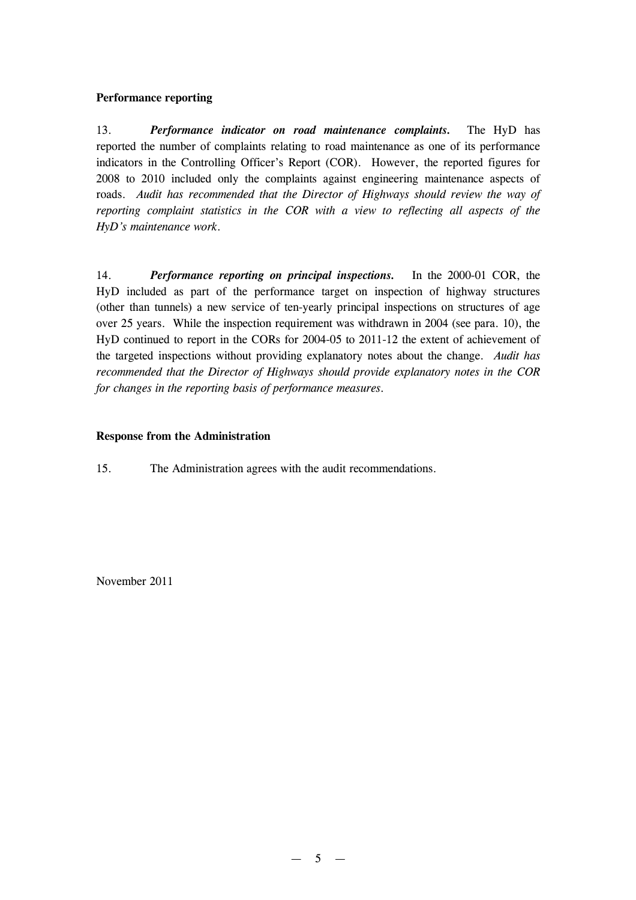**Performance reporting**

13. ***Performance indicator on road maintenance complaints.*** The HyD has reported the number of complaints relating to road maintenance as one of its performance indicators in the Controlling Officer's Report (COR). However, the reported figures for 2008 to 2010 included only the complaints against engineering maintenance aspects of roads. *Audit has recommended that the Director of Highways should review the way of reporting complaint statistics in the COR with a view to reflecting all aspects of the HyD's maintenance work.*

14. ***Performance reporting on principal inspections.*** In the 2000-01 COR, the HyD included as part of the performance target on inspection of highway structures (other than tunnels) a new service of ten-yearly principal inspections on structures of age over 25 years. While the inspection requirement was withdrawn in 2004 (see para. 10), the HyD continued to report in the CORs for 2004-05 to 2011-12 the extent of achievement of the targeted inspections without providing explanatory notes about the change. *Audit has recommended that the Director of Highways should provide explanatory notes in the COR for changes in the reporting basis of performance measures.*

**Response from the Administration**

15. The Administration agrees with the audit recommendations.

November 2011